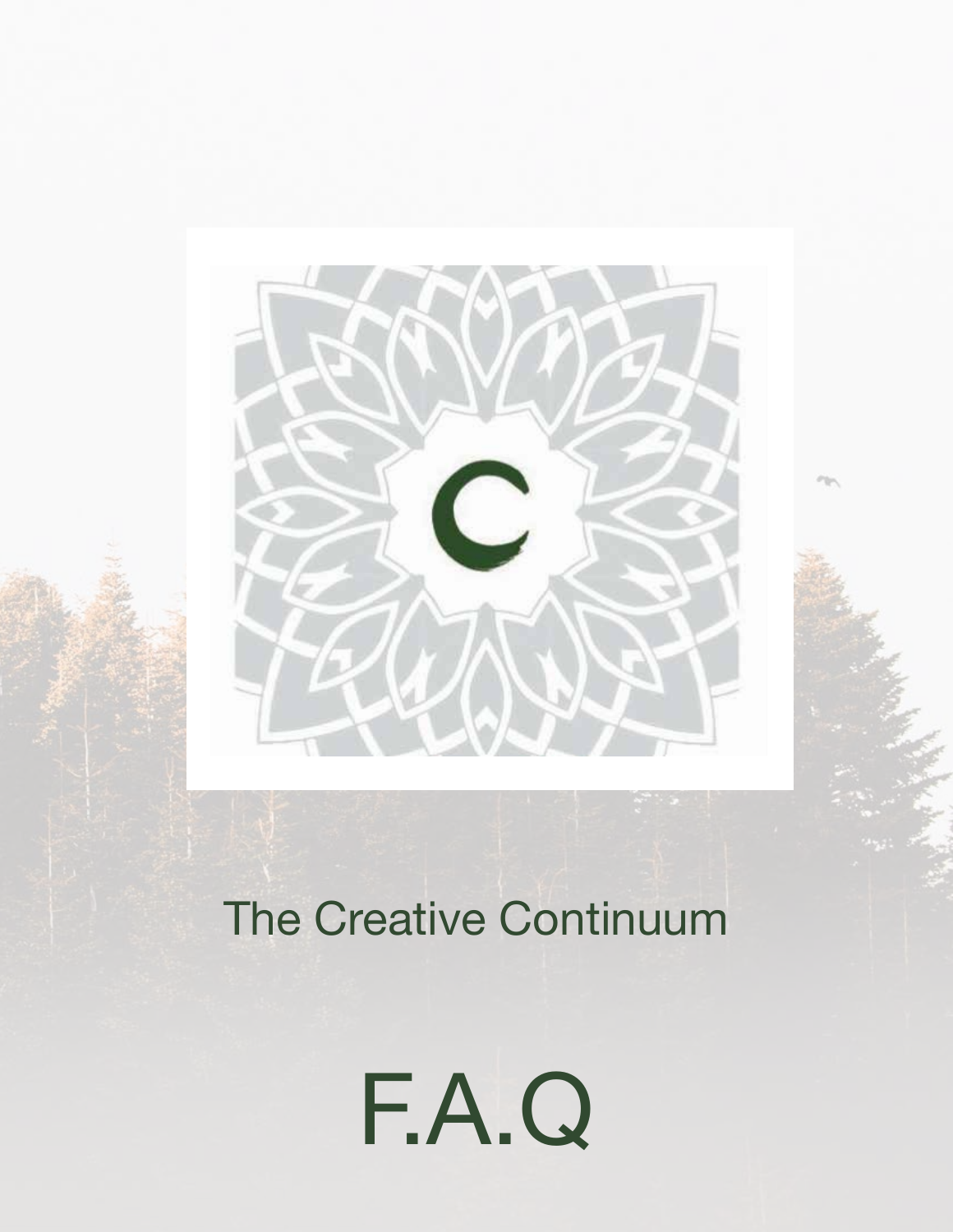# The Creative Continuum

# F.A.Q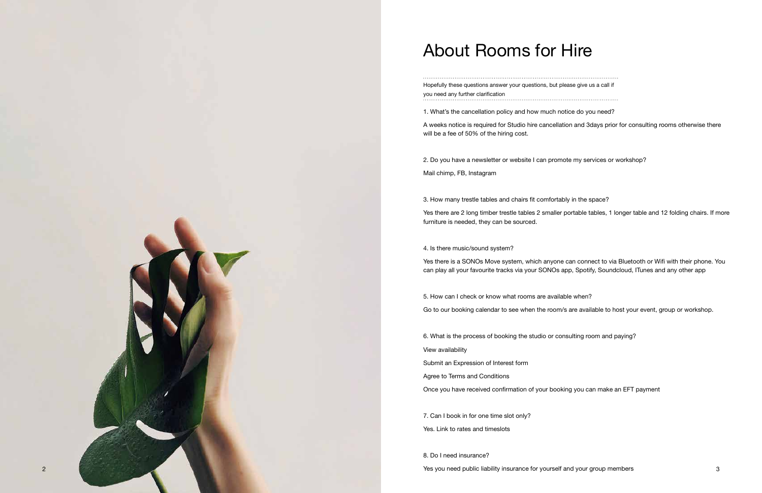# About Rooms for Hire

Hopefully these questions answer your questions, but please give us a call if you need any further clarification

1. What's the cancellation policy and how much notice do you need?

A weeks notice is required for Studio hire cancellation and 3days prior for consulting rooms otherwise there will be a fee of 50% of the hiring cost.

2. Do you have a newsletter or website I can promote my services or workshop?

Mail chimp, FB, Instagram

3. How many trestle tables and chairs fit comfortably in the space?

Yes there are 2 long timber trestle tables 2 smaller portable tables, 1 longer table and 12 folding chairs. If more furniture is needed, they can be sourced.

4. Is there music/sound system?

Yes there is a SONOs Move system, which anyone can connect to via Bluetooth or Wifi with their phone. You can play all your favourite tracks via your SONOs app, Spotify, Soundcloud, ITunes and any other app

5. How can I check or know what rooms are available when?

Go to our booking calendar to see when the room/s are available to host your event, group or workshop.

6. What is the process of booking the studio or consulting room and paying?

View availability

Submit an Expression of Interest form

Agree to Terms and Conditions

Once you have received confirmation of your booking you can make an EFT payment

7. Can I book in for one time slot only?

Yes. Link to rates and timeslots

8. Do I need insurance?

Yes you need public liability insurance for yourself and your group members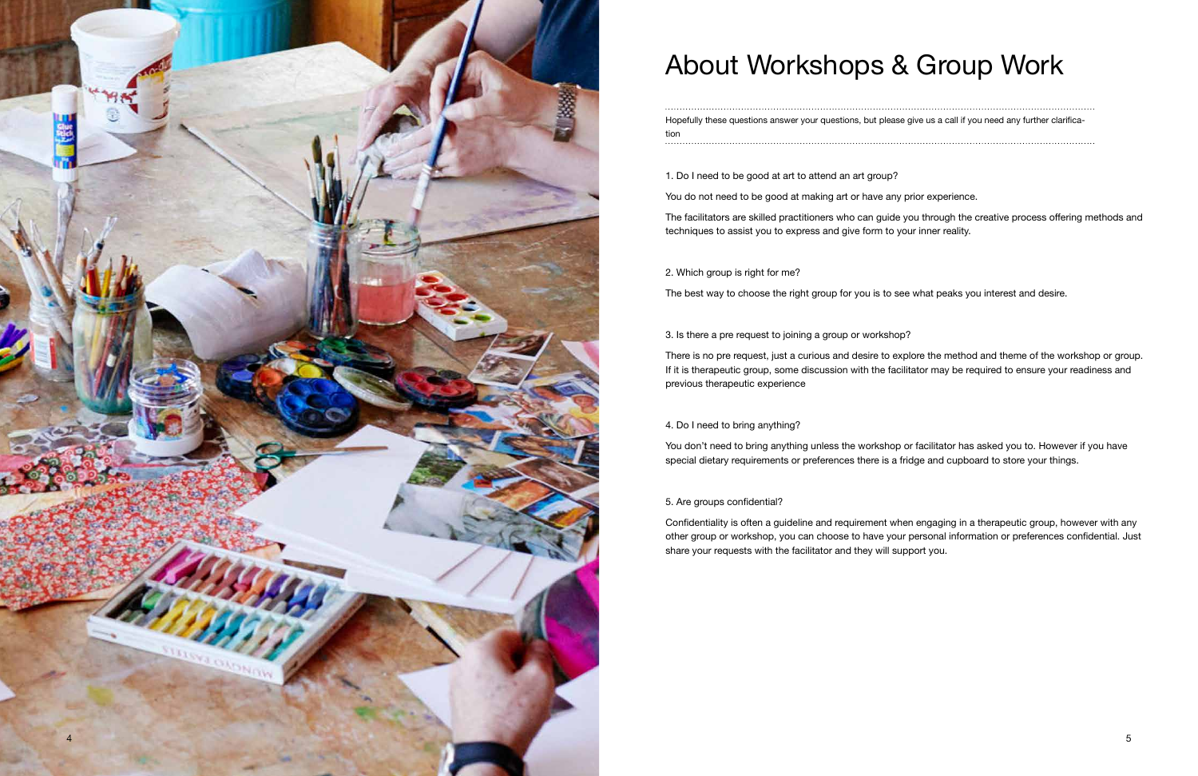# About Workshops & Group Work

Hopefully these questions answer your questions, but please give us a call if you need any further clarification

1. Do I need to be good at art to attend an art group?

You do not need to be good at making art or have any prior experience.

The facilitators are skilled practitioners who can guide you through the creative process offering methods and techniques to assist you to express and give form to your inner reality.

2. Which group is right for me?

The best way to choose the right group for you is to see what peaks you interest and desire.

3. Is there a pre request to joining a group or workshop?

There is no pre request, just a curious and desire to explore the method and theme of the workshop or group. If it is therapeutic group, some discussion with the facilitator may be required to ensure your readiness and previous therapeutic experience

4. Do I need to bring anything?

You don't need to bring anything unless the workshop or facilitator has asked you to. However if you have special dietary requirements or preferences there is a fridge and cupboard to store your things.

5. Are groups confidential?

Confidentiality is often a guideline and requirement when engaging in a therapeutic group, however with any other group or workshop, you can choose to have your personal information or preferences confidential. Just share your requests with the facilitator and they will support you.